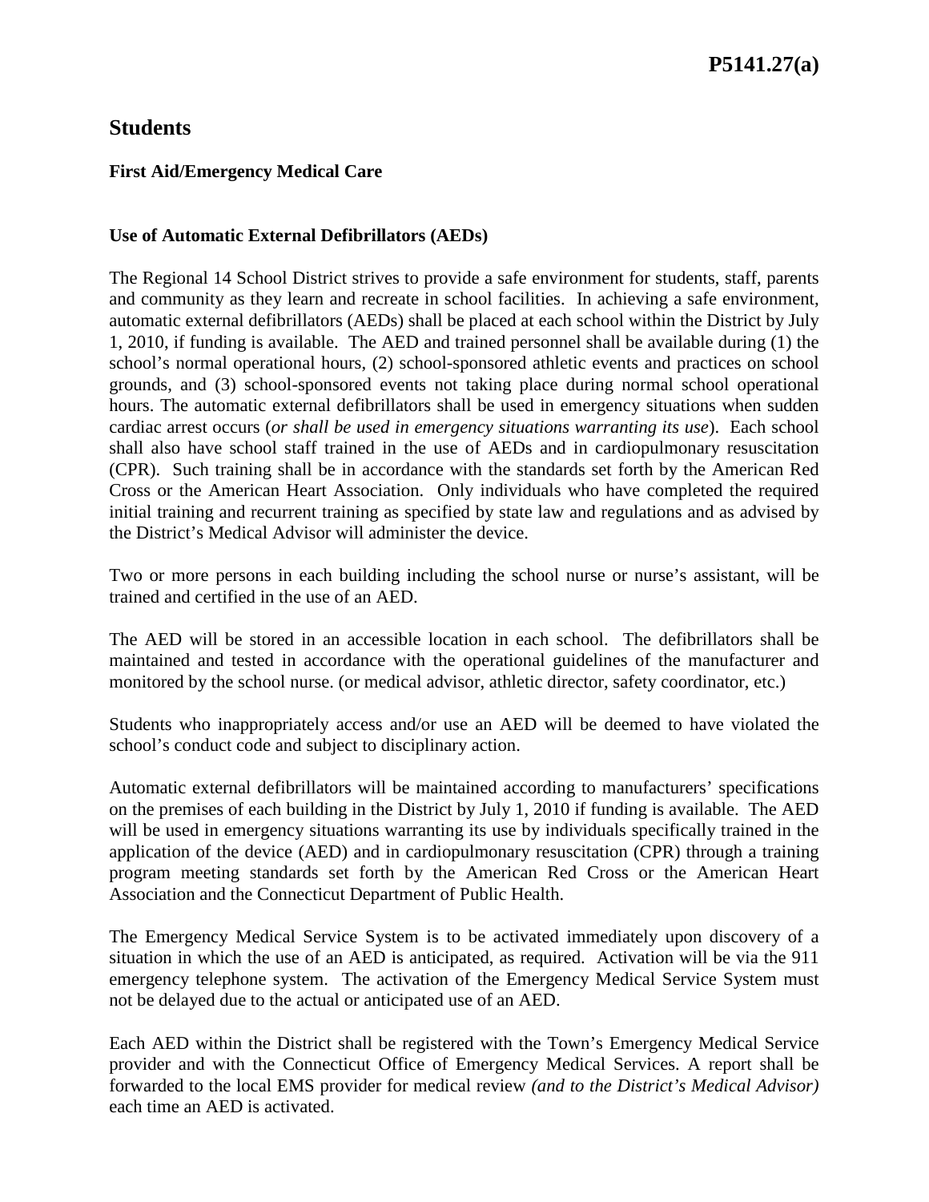**P5141.27(a)**

# Students

### First Aid/Emergency Medical Care

### Use of Automatic External Defibrillators (AEDs)

The Regional 14 School District strives to provide a safe environment for students, staff, parents and community as they learn and recreate in school facilities. In achieving a safe environment, automatic external defibrillators (AEDs) shall be placed at each school within the District by July 1, 2010, if funding is available. The AED and trained personnel shall be available during (1) the school's normal operational hours, (2) school-sponsored athletic events and practices on school grounds, and (3) school-sponsored events not taking place during normal school operational hours. The automatic external defibrillators shall be used in emergency situations when sudden cardiac arrest occurs (*or shall be used in emergency situations warranting its use*). Each school shall also have school staff trained in the use of AEDs and in cardiopulmonary resuscitation (CPR). Such training shall be in accordance with the standards set forth by the American Red Cross or the American Heart Association. Only individuals who have completed the required initial training and recurrent training as specified by state law and regulations and as advised by the District's Medical Advisor will administer the device.

Two or more persons in each building including the school nurse or nurse's assistant, will be trained and certified in the use of an AED.

The AED will be stored in an accessible location in each school. The defibrillators shall be maintained and tested in accordance with the operational guidelines of the manufacturer and monitored by the school nurse. (or medical advisor, athletic director, safety coordinator, etc.)

Students who inappropriately access and/or use an AED will be deemed to have violated the school's conduct code and subject to disciplinary action.

Automatic external defibrillators will be maintained according to manufacturers' specifications on the premises of each building in the District by July 1, 2010 if funding is available. The AED will be used in emergency situations warranting its use by individuals specifically trained in the application of the device (AED) and in cardiopulmonary resuscitation (CPR) through a training program meeting standards set forth by the American Red Cross or the American Heart Association and the Connecticut Department of Public Health.

The Emergency Medical Service System is to be activated immediately upon discovery of a situation in which the use of an AED is anticipated, as required. Activation will be via the 911 emergency telephone system. The activation of the Emergency Medical Service System must not be delayed due to the actual or anticipated use of an AED.

Each AED within the District shall be registered with the Town's Emergency Medical Service provider and with the Connecticut Office of Emergency Medical Services. A report shall be forwarded to the local EMS provider for medical review *(and to the District's Medical Advisor)* each time an AED is activated.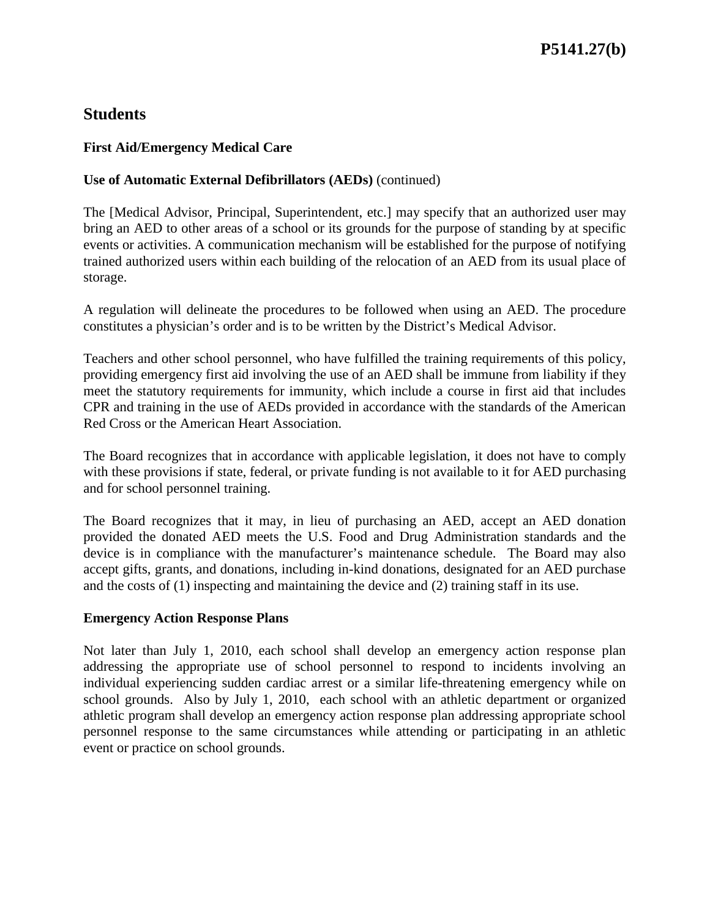## Students

### First Aid/Emergency Medical Care

**Use of Automatic External Defibrillators (AEDs)** (continued)

The [Medical Advisor, Principal, Superintendent, etc.] may specify that an authorized user may bring an AED to other areas of a school or its grounds for the purpose of standing by at specific events or activities. A communication mechanism will be established for the purpose of notifying trained authorized users within each building of the relocation of an AED from its usual place of storage.

A regulation will delineate the procedures to be followed when using an AED. The procedure constitutes a physician's order and is to be written by the District's Medical Advisor.

Teachers and other school personnel, who have fulfilled the training requirements of this policy, providing emergency first aid involving the use of an AED shall be immune from liability if they meet the statutory requirements for immunity, which include a course in first aid that includes CPR and training in the use of AEDs provided in accordance with the standards of the American Red Cross or the American Heart Association.

The Board recognizes that in accordance with applicable legislation, it does not have to comply with these provisions if state, federal, or private funding is not available to it for AED purchasing and for school personnel training.

The Board recognizes that it may, in lieu of purchasing an AED, accept an AED donation provided the donated AED meets the U.S. Food and Drug Administration standards and the device is in compliance with the manufacturer's maintenance schedule. The Board may also accept gifts, grants, and donations, including in-kind donations, designated for an AED purchase and the costs of (1) inspecting and maintaining the device and (2) training staff in its use.

**Emergency Action Response Plans**

Not later than July 1, 2010, each school shall develop an emergency action response plan addressing the appropriate use of school personnel to respond to incidents involving an individual experiencing sudden cardiac arrest or a similar life-threatening emergency while on school grounds. Also by July 1, 2010, each school with an athletic department or organized athletic program shall develop an emergency action response plan addressing appropriate school personnel response to the same circumstances while attending or participating in an athletic event or practice on school grounds.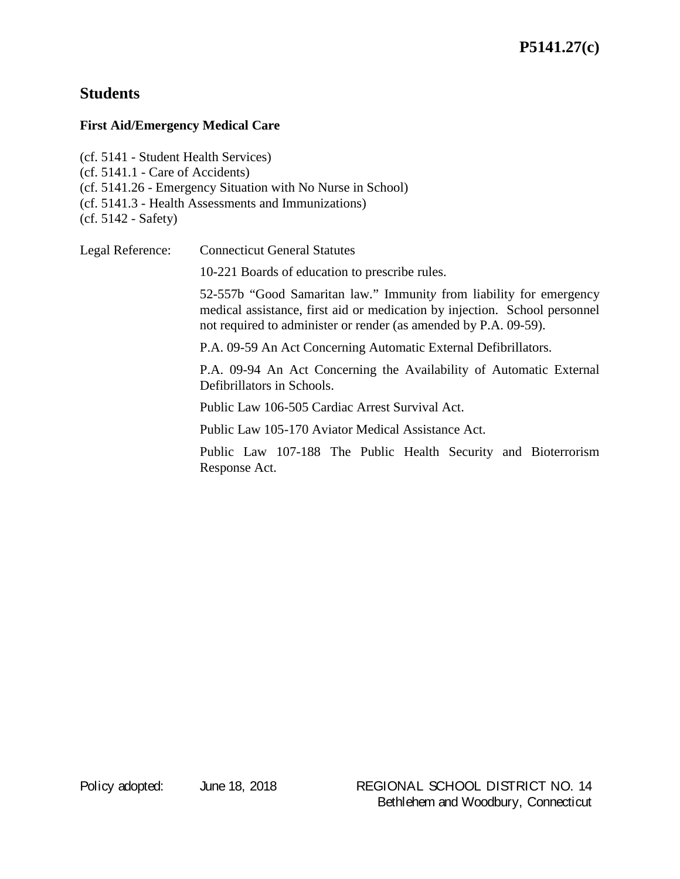## Students

**First Aid/Emergency Medical Care**

(cf. 5141 - Student Health Services)
(cf. 5141.1 - Care of Accidents)
(cf. 5141.26 - Emergency Situation with No Nurse in School)
(cf. 5141.3 - Health Assessments and Immunizations)
(cf. 5142 - Safety)

Legal Reference: Connecticut General Statutes

10-221 Boards of education to prescribe rules.

52-557b "Good Samaritan law." Immunity from liability for emergency medical assistance, first aid or medication by injection. School personnel not required to administer or render (as amended by P.A. 09-59).

P.A. 09-59 An Act Concerning Automatic External Defibrillators.

P.A. 09-94 An Act Concerning the Availability of Automatic External Defibrillators in Schools.

Public Law 106-505 Cardiac Arrest Survival Act.

Public Law 105-170 Aviator Medical Assistance Act.

Public Law 107-188 The Public Health Security and Bioterrorism Response Act.

Policy adopted: June 18, 2018

REGIONAL SCHOOL DISTRICT NO. 14
Bethlehem and Woodbury, Connecticut